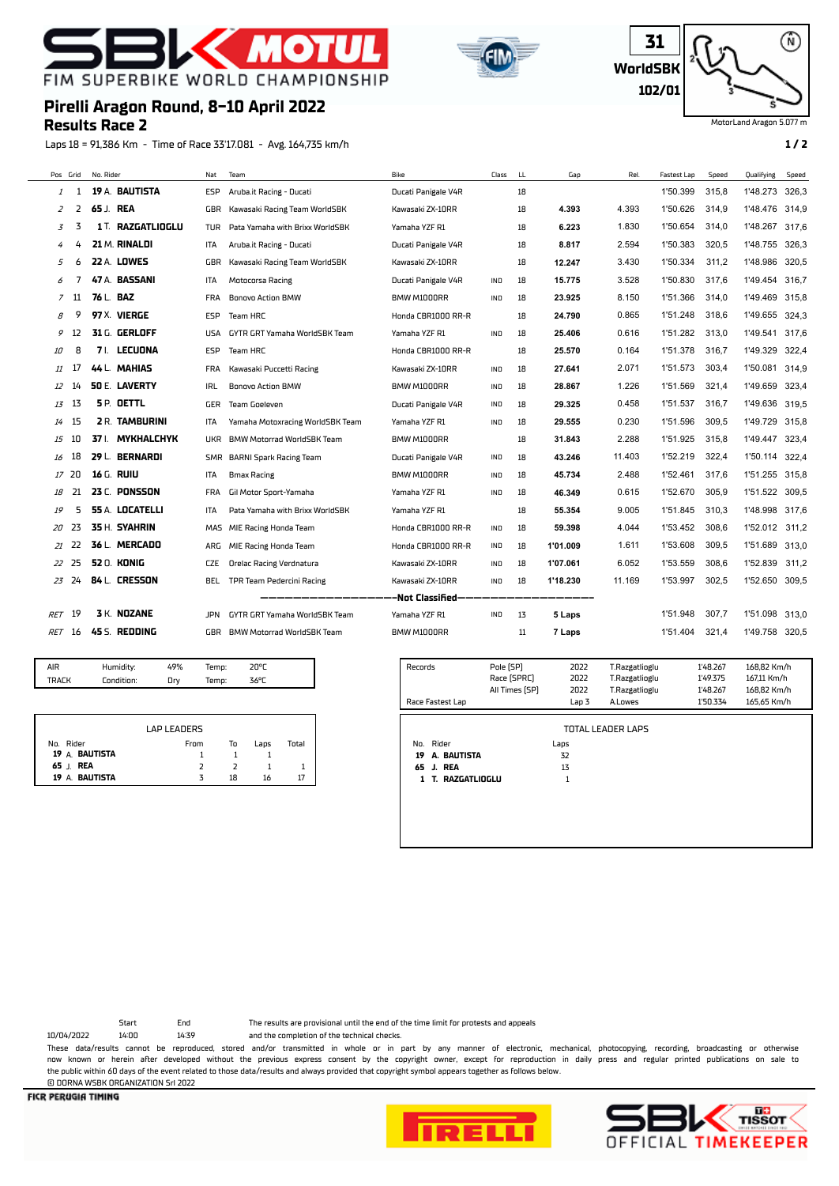# FIM SUPERBIKE WORLD CHAMPIONSHIP

## Pirelli Aragon Round, 8-10 April 2022

## Results Race 2

31 WorldSBK 102/01

MotorLand Aragon 5.077 m

Laps 18 = 91,386 Km - Time of Race 33'17.081 - Avg. 164,735 km/h

| Pos | Grid | No. Rider | Nat | Team | Bike | Class | LL | Gap | Rel. | Fastest Lap | Speed | Qualifying | Speed |
|---|---|---|---|---|---|---|---|---|---|---|---|---|---|
| 1 | 1 | **19** A. **BAUTISTA** | ESP | Aruba.it Racing - Ducati | Ducati Panigale V4R | | 18 | | | 1'50.399 | 315,8 | 1'48.273 | 326,3 |
| 2 | 2 | **65** J. **REA** | GBR | Kawasaki Racing Team WorldSBK | Kawasaki ZX-10RR | | 18 | **4.393** | 4.393 | 1'50.626 | 314,9 | 1'48.476 | 314,9 |
| 3 | 3 | **1** T. **RAZGATLIOGLU** | TUR | Pata Yamaha with Brixx WorldSBK | Yamaha YZF R1 | | 18 | **6.223** | 1.830 | 1'50.654 | 314,0 | 1'48.267 | 317,6 |
| 4 | 4 | **21** M. **RINALDI** | ITA | Aruba.it Racing - Ducati | Ducati Panigale V4R | | 18 | **8.817** | 2.594 | 1'50.383 | 320,5 | 1'48.755 | 326,3 |
| 5 | 6 | **22** A. **LOWES** | GBR | Kawasaki Racing Team WorldSBK | Kawasaki ZX-10RR | | 18 | **12.247** | 3.430 | 1'50.334 | 311,2 | 1'48.986 | 320,5 |
| 6 | 7 | **47** A. **BASSANI** | ITA | Motocorsa Racing | Ducati Panigale V4R | IND | 18 | **15.775** | 3.528 | 1'50.830 | 317,6 | 1'49.454 | 316,7 |
| 7 | 11 | **76** L. **BAZ** | FRA | Bonovo Action BMW | BMW M1000RR | IND | 18 | **23.925** | 8.150 | 1'51.366 | 314,0 | 1'49.469 | 315,8 |
| 8 | 9 | **97** X. **VIERGE** | ESP | Team HRC | Honda CBR1000 RR-R | | 18 | **24.790** | 0.865 | 1'51.248 | 318,6 | 1'49.655 | 324,3 |
| 9 | 12 | **31** G. **GERLOFF** | USA | GYTR GRT Yamaha WorldSBK Team | Yamaha YZF R1 | IND | 18 | **25.406** | 0.616 | 1'51.282 | 313,0 | 1'49.541 | 317,6 |
| 10 | 8 | **7** I. **LECUONA** | ESP | Team HRC | Honda CBR1000 RR-R | | 18 | **25.570** | 0.164 | 1'51.378 | 316,7 | 1'49.329 | 322,4 |
| 11 | 17 | **44** L. **MAHIAS** | FRA | Kawasaki Puccetti Racing | Kawasaki ZX-10RR | IND | 18 | **27.641** | 2.071 | 1'51.573 | 303,4 | 1'50.081 | 314,9 |
| 12 | 14 | **50** E. **LAVERTY** | IRL | Bonovo Action BMW | BMW M1000RR | IND | 18 | **28.867** | 1.226 | 1'51.569 | 321,4 | 1'49.659 | 323,4 |
| 13 | 13 | **5** P. **OETTL** | GER | Team Goeleven | Ducati Panigale V4R | IND | 18 | **29.325** | 0.458 | 1'51.537 | 316,7 | 1'49.636 | 319,5 |
| 14 | 15 | **2** R. **TAMBURINI** | ITA | Yamaha Motoxracing WorldSBK Team | Yamaha YZF R1 | IND | 18 | **29.555** | 0.230 | 1'51.596 | 309,5 | 1'49.729 | 315,8 |
| 15 | 10 | **37** I. **MYKHALCHYK** | UKR | BMW Motorrad WorldSBK Team | BMW M1000RR | | 18 | **31.843** | 2.288 | 1'51.925 | 315,8 | 1'49.447 | 323,4 |
| 16 | 18 | **29** L. **BERNARDI** | SMR | BARNI Spark Racing Team | Ducati Panigale V4R | IND | 18 | **43.246** | 11.403 | 1'52.219 | 322,4 | 1'50.114 | 322,4 |
| 17 | 20 | **16** G. **RUIU** | ITA | Bmax Racing | BMW M1000RR | IND | 18 | **45.734** | 2.488 | 1'52.461 | 317,6 | 1'51.255 | 315,8 |
| 18 | 21 | **23** C. **PONSSON** | FRA | Gil Motor Sport-Yamaha | Yamaha YZF R1 | IND | 18 | **46.349** | 0.615 | 1'52.670 | 305,9 | 1'51.522 | 309,5 |
| 19 | 5 | **55** A. **LOCATELLI** | ITA | Pata Yamaha with Brixx WorldSBK | Yamaha YZF R1 | | 18 | **55.354** | 9.005 | 1'51.845 | 310,3 | 1'48.998 | 317,6 |
| 20 | 23 | **35** H. **SYAHRIN** | MAS | MIE Racing Honda Team | Honda CBR1000 RR-R | IND | 18 | **59.398** | 4.044 | 1'53.452 | 308,6 | 1'52.012 | 311,2 |
| 21 | 22 | **36** L. **MERCADO** | ARG | MIE Racing Honda Team | Honda CBR1000 RR-R | IND | 18 | **1'01.009** | 1.611 | 1'53.608 | 309,5 | 1'51.689 | 313,0 |
| 22 | 25 | **52** O. **KONIG** | CZE | Orelac Racing Verdnatura | Kawasaki ZX-10RR | IND | 18 | **1'07.061** | 6.052 | 1'53.559 | 308,6 | 1'52.839 | 311,2 |
| 23 | 24 | **84** L. **CRESSON** | BEL | TPR Team Pedercini Racing | Kawasaki ZX-10RR | IND | 18 | **1'18.230** | 11.169 | 1'53.997 | 302,5 | 1'52.650 | 309,5 |
| | | | | | **Not Classified** | | | | | | | | |
| RET | 19 | **3** K. **NOZANE** | JPN | GYTR GRT Yamaha WorldSBK Team | Yamaha YZF R1 | IND | 13 | **5 Laps** | | 1'51.948 | 307,7 | 1'51.098 | 313,0 |
| RET | 16 | **45** S. **REDDING** | GBR | BMW Motorrad WorldSBK Team | BMW M1000RR | | 11 | **7 Laps** | | 1'51.404 | 321,4 | 1'49.758 | 320,5 |

| | | | | |
|---|---|---|---|---|
| AIR | Humidity: | 49% | Temp: | 20°C |
| TRACK | Condition: | Dry | Temp: | 36°C |

| Records | | | | | |
|---|---|---|---|---|---|
| | Pole [SP] | 2022 | T.Razgatlioglu | 1'48.267 | 168,82 Km/h |
| | Race [SPRC] | 2022 | T.Razgatlioglu | 1'49.375 | 167,11 Km/h |
| | All Times [SP] | 2022 | T.Razgatlioglu | 1'48.267 | 168,82 Km/h |
| Race Fastest Lap | | Lap 3 | A.Lowes | 1'50.334 | 165,65 Km/h |

**LAP LEADERS**

| No. | Rider | From | To | Laps | Total |
|---|---|---|---|---|---|
| **19** | A. **BAUTISTA** | 1 | 1 | 1 | |
| **65** | J. **REA** | 2 | 2 | 1 | 1 |
| **19** | A. **BAUTISTA** | 3 | 18 | 16 | 17 |

**TOTAL LEADER LAPS**

| No. | Rider | Laps |
|---|---|---|
| **19** | **A. BAUTISTA** | 32 |
| **65** | **J. REA** | 13 |
| **1** | **T. RAZGATLIOGLU** | 1 |

| | Start | End |
|---|---|---|
| 10/04/2022 | 14:00 | 14:39 |

The results are provisional until the end of the time limit for protests and appeals and the completion of the technical checks.

These data/results cannot be reproduced, stored and/or transmitted in whole or in part by any manner of electronic, mechanical, photocopying, recording, broadcasting or otherwise now known or herein after developed without the previous express consent by the copyright owner, except for reproduction in daily press and regular printed publications on sale to the public within 60 days of the event related to those data/results and always provided that copyright symbol appears together as follows below.

© DORNA WSBK ORGANIZATION Srl 2022

FICR PERUGIA TIMING

SBK TISSOT OFFICIAL TIMEKEEPER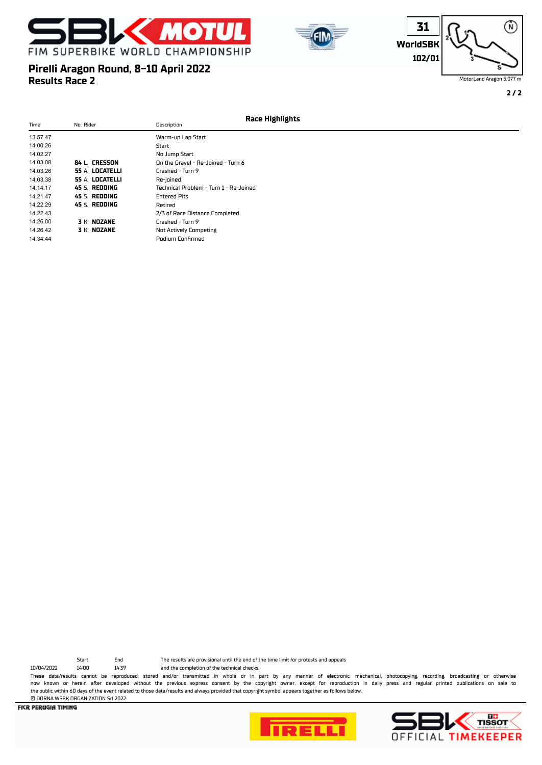# Pirelli Aragon Round, 8-10 April 2022

## Results Race 2

31
WorldSBK
102/01

MotorLand Aragon 5.077 m

### Race Highlights

| Time | No. Rider | Description |
|---|---|---|
| 13.57.47 | | Warm-up Lap Start |
| 14.00.26 | | Start |
| 14.02.27 | | No Jump Start |
| 14.03.08 | **84** L. **CRESSON** | On the Gravel - Re-Joined - Turn 6 |
| 14.03.26 | **55** A. **LOCATELLI** | Crashed - Turn 9 |
| 14.03.38 | **55** A. **LOCATELLI** | Re-joined |
| 14.14.17 | **45** S. **REDDING** | Technical Problem - Turn 1 - Re-Joined |
| 14.21.47 | **45** S. **REDDING** | Entered Pits |
| 14.22.29 | **45** S. **REDDING** | Retired |
| 14.22.43 | | 2/3 of Race Distance Completed |
| 14.26.00 | **3** K. **NOZANE** | Crashed - Turn 9 |
| 14.26.42 | **3** K. **NOZANE** | Not Actively Competing |
| 14.34.44 | | Podium Confirmed |

| | Start | End |
|---|---|---|
| 10/04/2022 | 14:00 | 14:39 |

The results are provisional until the end of the time limit for protests and appeals and the completion of the technical checks.

These data/results cannot be reproduced, stored and/or transmitted in whole or in part by any manner of electronic, mechanical, photocopying, recording, broadcasting or otherwise now known or herein after developed without the previous express consent by the copyright owner, except for reproduction in daily press and regular printed publications on sale to the public within 60 days of the event related to those data/results and always provided that copyright symbol appears together as follows below.

© DORNA WSBK ORGANIZATION Srl 2022